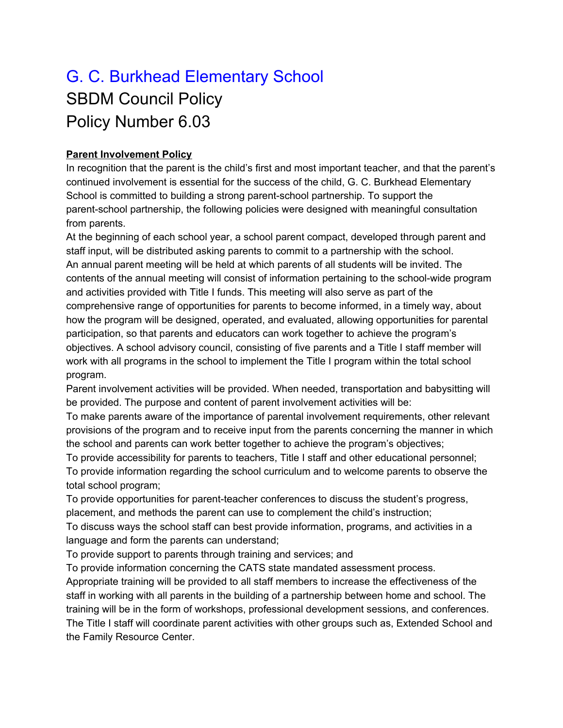# G. C. Burkhead Elementary School

## SBDM Council Policy

## Policy Number 6.03

**Parent Involvement Policy**

In recognition that the parent is the child's first and most important teacher, and that the parent's continued involvement is essential for the success of the child, G. C. Burkhead Elementary School is committed to building a strong parent-school partnership. To support the parent-school partnership, the following policies were designed with meaningful consultation from parents.

At the beginning of each school year, a school parent compact, developed through parent and staff input, will be distributed asking parents to commit to a partnership with the school.

An annual parent meeting will be held at which parents of all students will be invited. The contents of the annual meeting will consist of information pertaining to the school-wide program and activities provided with Title I funds. This meeting will also serve as part of the comprehensive range of opportunities for parents to become informed, in a timely way, about how the program will be designed, operated, and evaluated, allowing opportunities for parental participation, so that parents and educators can work together to achieve the program's objectives. A school advisory council, consisting of five parents and a Title I staff member will work with all programs in the school to implement the Title I program within the total school program.

Parent involvement activities will be provided. When needed, transportation and babysitting will be provided. The purpose and content of parent involvement activities will be:

To make parents aware of the importance of parental involvement requirements, other relevant provisions of the program and to receive input from the parents concerning the manner in which the school and parents can work better together to achieve the program's objectives;

To provide accessibility for parents to teachers, Title I staff and other educational personnel;

To provide information regarding the school curriculum and to welcome parents to observe the total school program;

To provide opportunities for parent-teacher conferences to discuss the student's progress, placement, and methods the parent can use to complement the child's instruction;

To discuss ways the school staff can best provide information, programs, and activities in a language and form the parents can understand;

To provide support to parents through training and services; and

To provide information concerning the CATS state mandated assessment process.

Appropriate training will be provided to all staff members to increase the effectiveness of the staff in working with all parents in the building of a partnership between home and school. The training will be in the form of workshops, professional development sessions, and conferences.

The Title I staff will coordinate parent activities with other groups such as, Extended School and the Family Resource Center.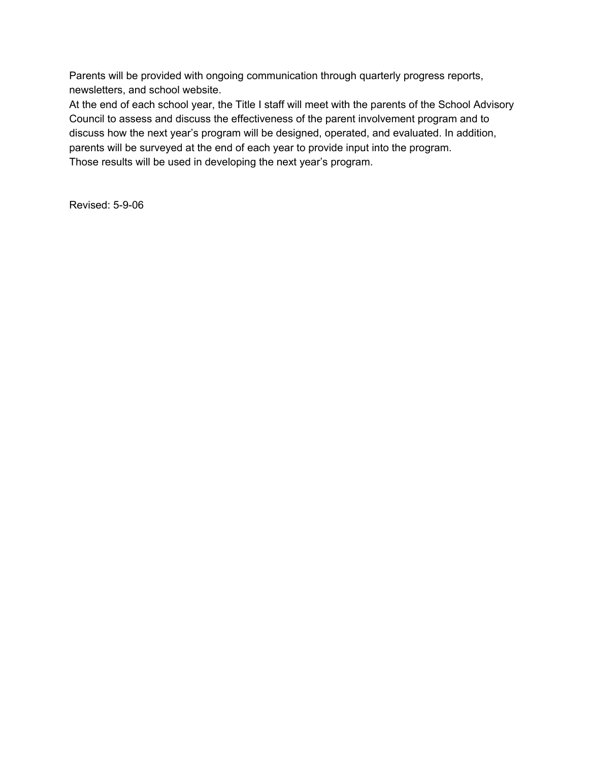Parents will be provided with ongoing communication through quarterly progress reports, newsletters, and school website.

At the end of each school year, the Title I staff will meet with the parents of the School Advisory Council to assess and discuss the effectiveness of the parent involvement program and to discuss how the next year's program will be designed, operated, and evaluated. In addition, parents will be surveyed at the end of each year to provide input into the program.

Those results will be used in developing the next year's program.

Revised: 5-9-06